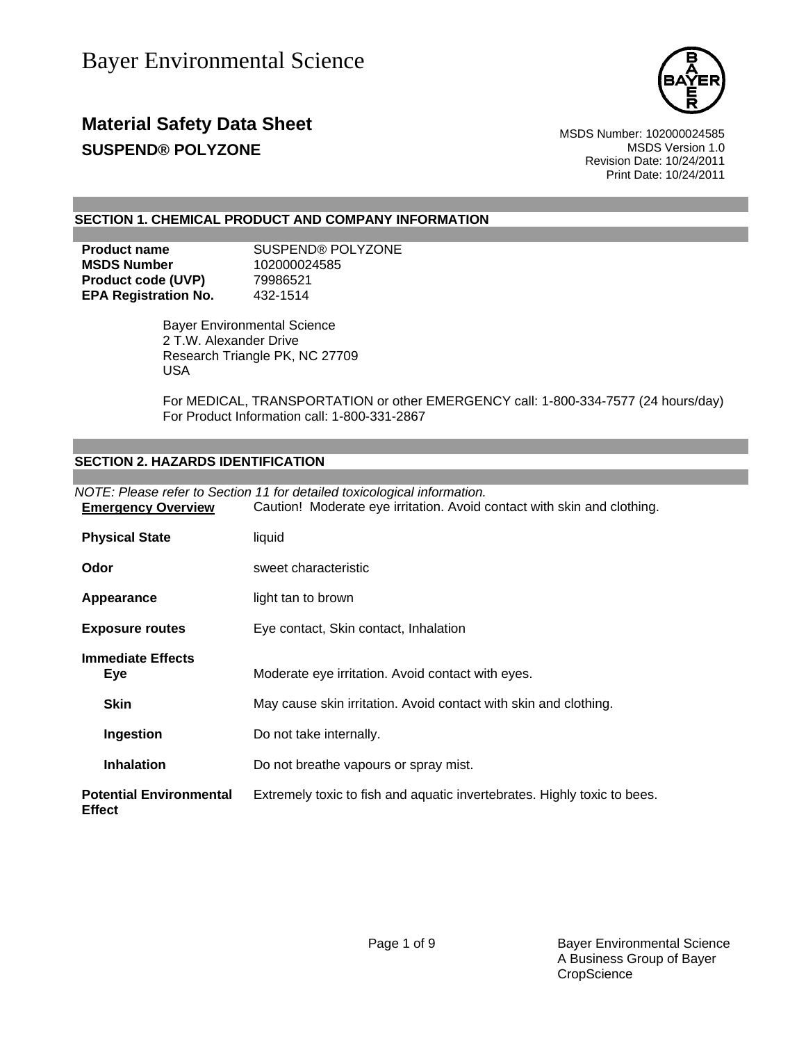Bayer Environmental Science

# Material Safety Data Sheet

## SUSPEND® POLYZONE

MSDS Number: 102000024585
MSDS Version 1.0
Revision Date: 10/24/2011
Print Date: 10/24/2011

## SECTION 1. CHEMICAL PRODUCT AND COMPANY INFORMATION

| | |
|---|---|
| **Product name** | SUSPEND® POLYZONE |
| **MSDS Number** | 102000024585 |
| **Product code (UVP)** | 79986521 |
| **EPA Registration No.** | 432-1514 |

Bayer Environmental Science
2 T.W. Alexander Drive
Research Triangle PK, NC 27709
USA

For MEDICAL, TRANSPORTATION or other EMERGENCY call: 1-800-334-7577 (24 hours/day)
For Product Information call: 1-800-331-2867

## SECTION 2. HAZARDS IDENTIFICATION

*NOTE: Please refer to Section 11 for detailed toxicological information.*

| | |
|---|---|
| **Emergency Overview** | Caution! Moderate eye irritation. Avoid contact with skin and clothing. |
| **Physical State** | liquid |
| **Odor** | sweet characteristic |
| **Appearance** | light tan to brown |
| **Exposure routes** | Eye contact, Skin contact, Inhalation |
| **Immediate Effects** | |
| **Eye** | Moderate eye irritation. Avoid contact with eyes. |
| **Skin** | May cause skin irritation. Avoid contact with skin and clothing. |
| **Ingestion** | Do not take internally. |
| **Inhalation** | Do not breathe vapours or spray mist. |
| **Potential Environmental Effect** | Extremely toxic to fish and aquatic invertebrates. Highly toxic to bees. |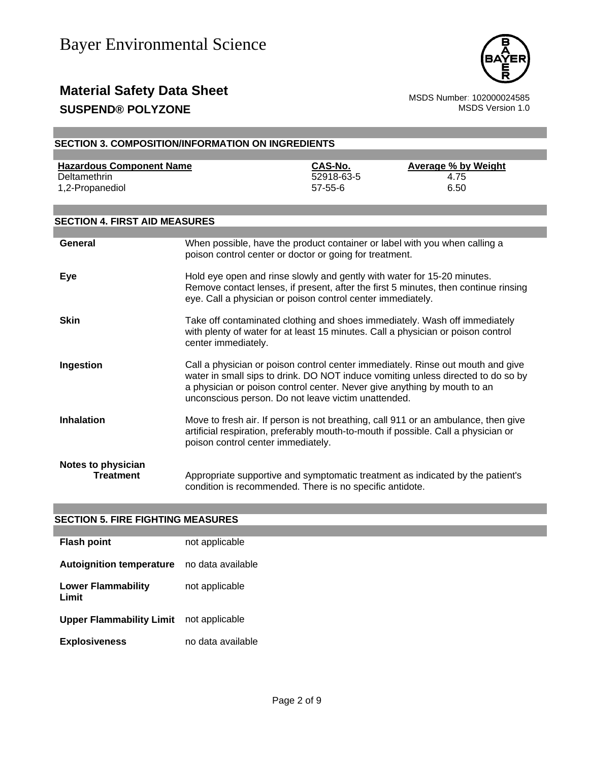## SECTION 3. COMPOSITION/INFORMATION ON INGREDIENTS

| Hazardous Component Name | CAS-No. | Average % by Weight |
| --- | --- | --- |
| Deltamethrin | 52918-63-5 | 4.75 |
| 1,2-Propanediol | 57-55-6 | 6.50 |

## SECTION 4. FIRST AID MEASURES

**General** When possible, have the product container or label with you when calling a poison control center or doctor or going for treatment.

**Eye** Hold eye open and rinse slowly and gently with water for 15-20 minutes. Remove contact lenses, if present, after the first 5 minutes, then continue rinsing eye. Call a physician or poison control center immediately.

**Skin** Take off contaminated clothing and shoes immediately. Wash off immediately with plenty of water for at least 15 minutes. Call a physician or poison control center immediately.

**Ingestion** Call a physician or poison control center immediately. Rinse out mouth and give water in small sips to drink. DO NOT induce vomiting unless directed to do so by a physician or poison control center. Never give anything by mouth to an unconscious person. Do not leave victim unattended.

**Inhalation** Move to fresh air. If person is not breathing, call 911 or an ambulance, then give artificial respiration, preferably mouth-to-mouth if possible. Call a physician or poison control center immediately.

**Notes to physician**

**Treatment** Appropriate supportive and symptomatic treatment as indicated by the patient's condition is recommended. There is no specific antidote.

## SECTION 5. FIRE FIGHTING MEASURES

**Flash point** not applicable

**Autoignition temperature** no data available

**Lower Flammability Limit** not applicable

**Upper Flammability Limit** not applicable

**Explosiveness** no data available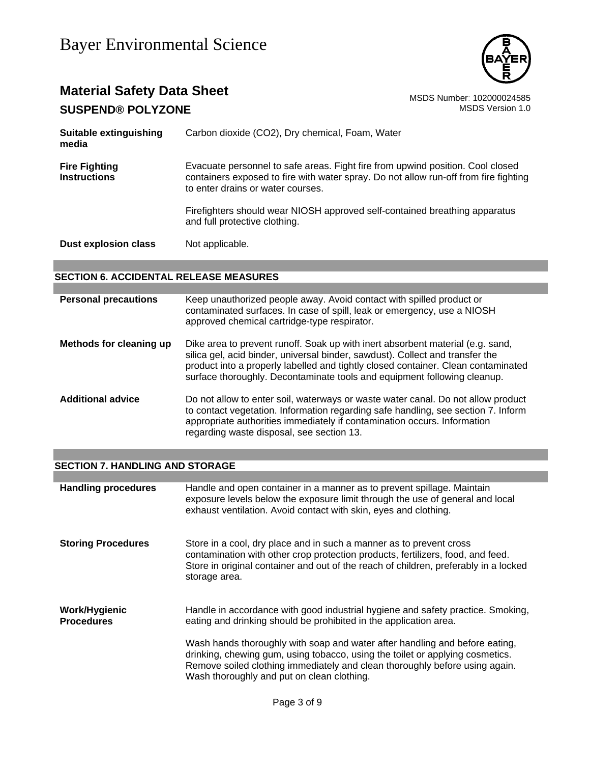| | |
|---|---|
| **Suitable extinguishing media** | Carbon dioxide ($CO_2$), Dry chemical, Foam, Water |
| **Fire Fighting Instructions** | Evacuate personnel to safe areas. Fight fire from upwind position. Cool closed containers exposed to fire with water spray. Do not allow run-off from fire fighting to enter drains or water courses.<br><br>Firefighters should wear NIOSH approved self-contained breathing apparatus and full protective clothing. |
| **Dust explosion class** | Not applicable. |

## SECTION 6. ACCIDENTAL RELEASE MEASURES

| | |
|---|---|
| **Personal precautions** | Keep unauthorized people away. Avoid contact with spilled product or contaminated surfaces. In case of spill, leak or emergency, use a NIOSH approved chemical cartridge-type respirator. |
| **Methods for cleaning up** | Dike area to prevent runoff. Soak up with inert absorbent material (e.g. sand, silica gel, acid binder, universal binder, sawdust). Collect and transfer the product into a properly labelled and tightly closed container. Clean contaminated surface thoroughly. Decontaminate tools and equipment following cleanup. |
| **Additional advice** | Do not allow to enter soil, waterways or waste water canal. Do not allow product to contact vegetation. Information regarding safe handling, see section 7. Inform appropriate authorities immediately if contamination occurs. Information regarding waste disposal, see section 13. |

## SECTION 7. HANDLING AND STORAGE

| | |
|---|---|
| **Handling procedures** | Handle and open container in a manner as to prevent spillage. Maintain exposure levels below the exposure limit through the use of general and local exhaust ventilation. Avoid contact with skin, eyes and clothing. |
| **Storing Procedures** | Store in a cool, dry place and in such a manner as to prevent cross contamination with other crop protection products, fertilizers, food, and feed. Store in original container and out of the reach of children, preferably in a locked storage area. |
| **Work/Hygienic Procedures** | Handle in accordance with good industrial hygiene and safety practice. Smoking, eating and drinking should be prohibited in the application area.<br><br>Wash hands thoroughly with soap and water after handling and before eating, drinking, chewing gum, using tobacco, using the toilet or applying cosmetics. Remove soiled clothing immediately and clean thoroughly before using again. Wash thoroughly and put on clean clothing. |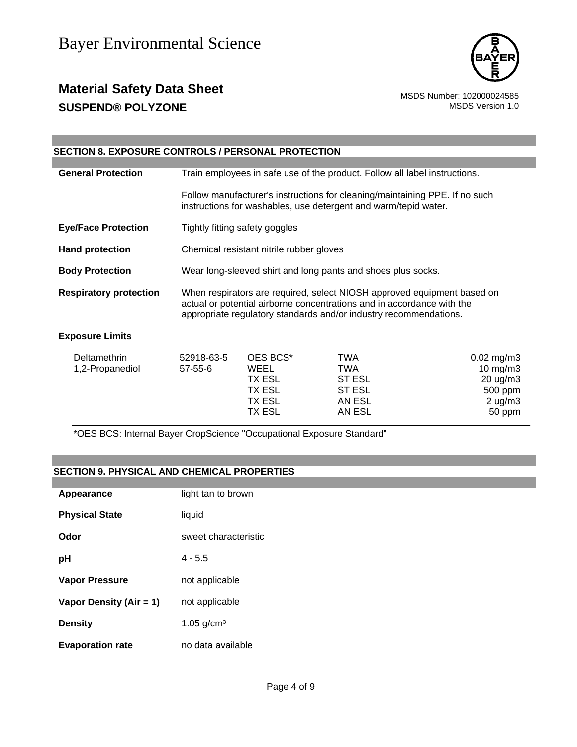## SECTION 8. EXPOSURE CONTROLS / PERSONAL PROTECTION

**General Protection**

Train employees in safe use of the product. Follow all label instructions.

Follow manufacturer's instructions for cleaning/maintaining PPE. If no such instructions for washables, use detergent and warm/tepid water.

**Eye/Face Protection**

Tightly fitting safety goggles

**Hand protection**

Chemical resistant nitrile rubber gloves

**Body Protection**

Wear long-sleeved shirt and long pants and shoes plus socks.

**Respiratory protection**

When respirators are required, select NIOSH approved equipment based on actual or potential airborne concentrations and in accordance with the appropriate regulatory standards and/or industry recommendations.

**Exposure Limits**

| Component | CAS-No. | Source | Type | Value |
|---|---|---|---|---|
| Deltamethrin | 52918-63-5 | OES BCS* | TWA | 0.02 mg/m3 |
| 1,2-Propanediol | 57-55-6 | WEEL | TWA | 10 mg/m3 |
| | | TX ESL | ST ESL | 20 ug/m3 |
| | | TX ESL | ST ESL | 500 ppm |
| | | TX ESL | AN ESL | 2 ug/m3 |
| | | TX ESL | AN ESL | 50 ppm |

*OES BCS: Internal Bayer CropScience "Occupational Exposure Standard"

## SECTION 9. PHYSICAL AND CHEMICAL PROPERTIES

**Appearance**

light tan to brown

**Physical State**

liquid

**Odor**

sweet characteristic

**pH**

4 - 5.5

**Vapor Pressure**

not applicable

**Vapor Density (Air = 1)**

not applicable

**Density**

1.05 g/cm³

**Evaporation rate**

no data available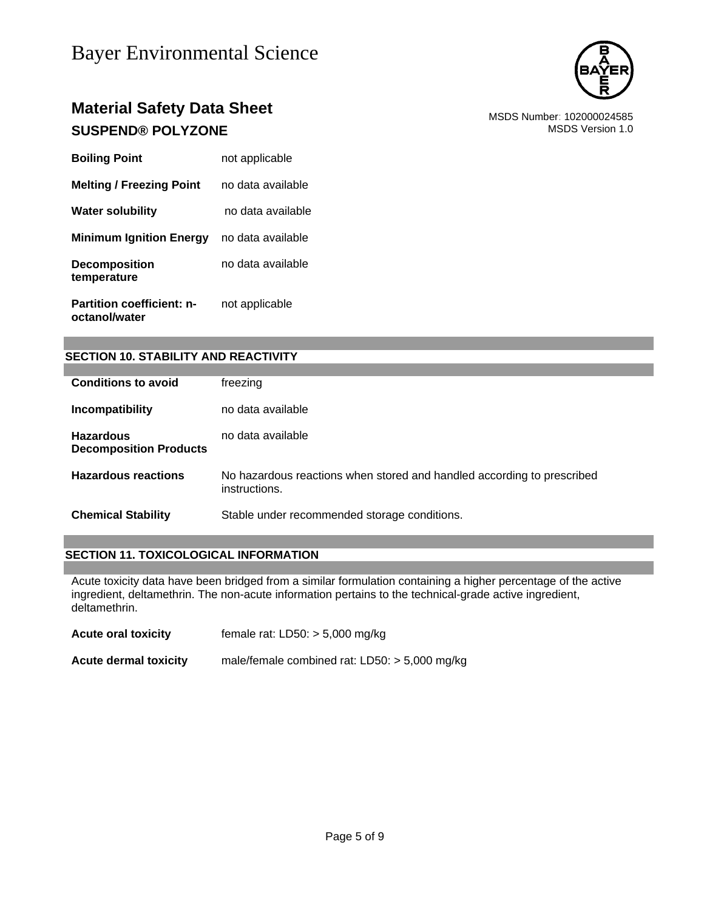| | |
|---|---|
| **Boiling Point** | not applicable |
| **Melting / Freezing Point** | no data available |
| **Water solubility** | no data available |
| **Minimum Ignition Energy** | no data available |
| **Decomposition temperature** | no data available |
| **Partition coefficient: n-octanol/water** | not applicable |

## SECTION 10. STABILITY AND REACTIVITY

| | |
|---|---|
| **Conditions to avoid** | freezing |
| **Incompatibility** | no data available |
| **Hazardous Decomposition Products** | no data available |
| **Hazardous reactions** | No hazardous reactions when stored and handled according to prescribed instructions. |
| **Chemical Stability** | Stable under recommended storage conditions. |

## SECTION 11. TOXICOLOGICAL INFORMATION

Acute toxicity data have been bridged from a similar formulation containing a higher percentage of the active ingredient, deltamethrin. The non-acute information pertains to the technical-grade active ingredient, deltamethrin.

| | |
|---|---|
| **Acute oral toxicity** | female rat: LD50: > 5,000 mg/kg |
| **Acute dermal toxicity** | male/female combined rat: LD50: > 5,000 mg/kg |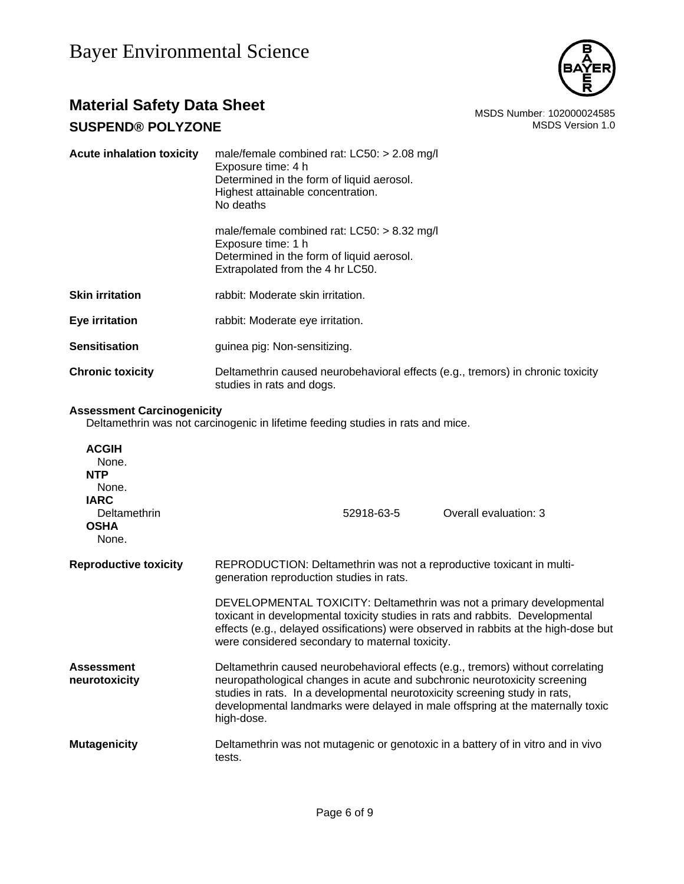| | |
|---|---|
| **Acute inhalation toxicity** | male/female combined rat: LC50: > 2.08 mg/l<br>Exposure time: 4 h<br>Determined in the form of liquid aerosol.<br>Highest attainable concentration.<br>No deaths |
| | male/female combined rat: LC50: > 8.32 mg/l<br>Exposure time: 1 h<br>Determined in the form of liquid aerosol.<br>Extrapolated from the 4 hr LC50. |
| **Skin irritation** | rabbit: Moderate skin irritation. |
| **Eye irritation** | rabbit: Moderate eye irritation. |
| **Sensitisation** | guinea pig: Non-sensitizing. |
| **Chronic toxicity** | Deltamethrin caused neurobehavioral effects (e.g., tremors) in chronic toxicity studies in rats and dogs. |

**Assessment Carcinogenicity**

Deltamethrin was not carcinogenic in lifetime feeding studies in rats and mice.

**ACGIH**
None.

**NTP**
None.

**IARC**

| | | |
|---|---|---|
| Deltamethrin | 52918-63-5 | Overall evaluation: 3 |

**OSHA**
None.

| | |
|---|---|
| **Reproductive toxicity** | REPRODUCTION: Deltamethrin was not a reproductive toxicant in multi-generation reproduction studies in rats. |
| | DEVELOPMENTAL TOXICITY: Deltamethrin was not a primary developmental toxicant in developmental toxicity studies in rats and rabbits. Developmental effects (e.g., delayed ossifications) were observed in rabbits at the high-dose but were considered secondary to maternal toxicity. |
| **Assessment neurotoxicity** | Deltamethrin caused neurobehavioral effects (e.g., tremors) without correlating neuropathological changes in acute and subchronic neurotoxicity screening studies in rats. In a developmental neurotoxicity screening study in rats, developmental landmarks were delayed in male offspring at the maternally toxic high-dose. |
| **Mutagenicity** | Deltamethrin was not mutagenic or genotoxic in a battery of in vitro and in vivo tests. |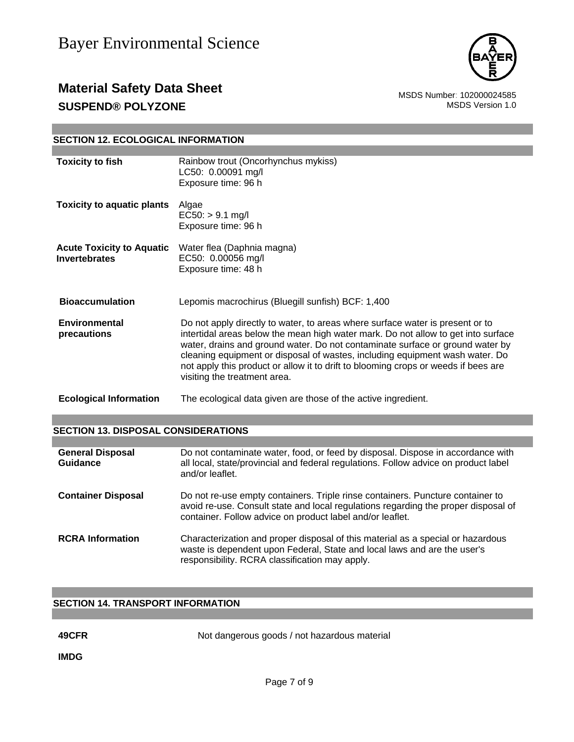## SECTION 12. ECOLOGICAL INFORMATION

| | |
|---|---|
| **Toxicity to fish** | Rainbow trout (Oncorhynchus mykiss)<br>LC50: 0.00091 mg/l<br>Exposure time: 96 h |
| **Toxicity to aquatic plants** | Algae<br>EC50: > 9.1 mg/l<br>Exposure time: 96 h |
| **Acute Toxicity to Aquatic Invertebrates** | Water flea (Daphnia magna)<br>EC50: 0.00056 mg/l<br>Exposure time: 48 h |
| **Bioaccumulation** | Lepomis macrochirus (Bluegill sunfish) BCF: 1,400 |
| **Environmental precautions** | Do not apply directly to water, to areas where surface water is present or to intertidal areas below the mean high water mark. Do not allow to get into surface water, drains and ground water. Do not contaminate surface or ground water by cleaning equipment or disposal of wastes, including equipment wash water. Do not apply this product or allow it to drift to blooming crops or weeds if bees are visiting the treatment area. |
| **Ecological Information** | The ecological data given are those of the active ingredient. |

## SECTION 13. DISPOSAL CONSIDERATIONS

| | |
|---|---|
| **General Disposal Guidance** | Do not contaminate water, food, or feed by disposal. Dispose in accordance with all local, state/provincial and federal regulations. Follow advice on product label and/or leaflet. |
| **Container Disposal** | Do not re-use empty containers. Triple rinse containers. Puncture container to avoid re-use. Consult state and local regulations regarding the proper disposal of container. Follow advice on product label and/or leaflet. |
| **RCRA Information** | Characterization and proper disposal of this material as a special or hazardous waste is dependent upon Federal, State and local laws and are the user's responsibility. RCRA classification may apply. |

## SECTION 14. TRANSPORT INFORMATION

| | |
|---|---|
| **49CFR** | Not dangerous goods / not hazardous material |
| **IMDG** | |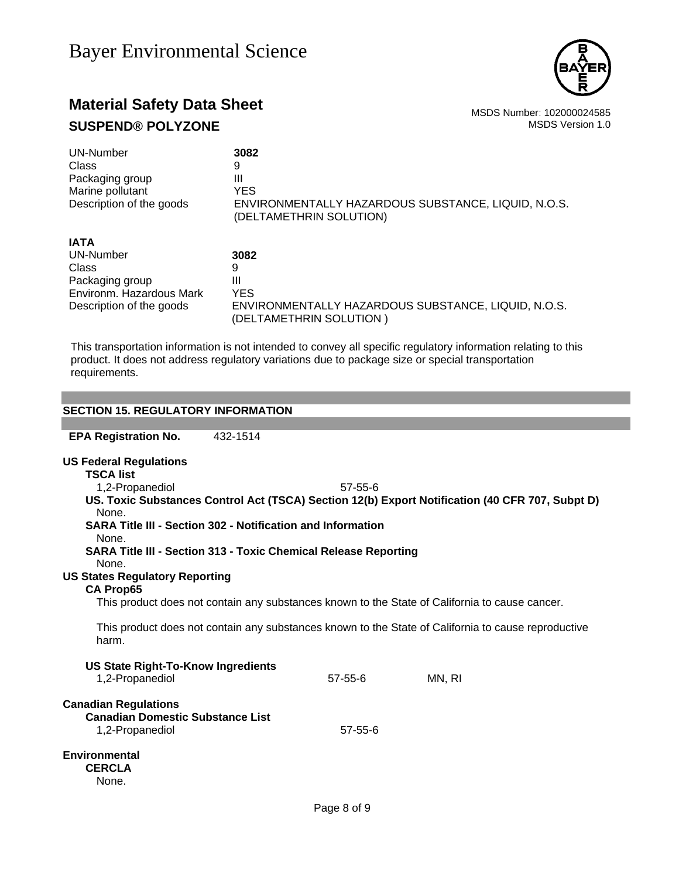| | |
|---|---|
| UN-Number | **3082** |
| Class | 9 |
| Packaging group | III |
| Marine pollutant | YES |
| Description of the goods | ENVIRONMENTALLY HAZARDOUS SUBSTANCE, LIQUID, N.O.S. (DELTAMETHRIN SOLUTION) |

**IATA**

| | |
|---|---|
| UN-Number | **3082** |
| Class | 9 |
| Packaging group | III |
| Environm. Hazardous Mark | YES |
| Description of the goods | ENVIRONMENTALLY HAZARDOUS SUBSTANCE, LIQUID, N.O.S. (DELTAMETHRIN SOLUTION ) |

This transportation information is not intended to convey all specific regulatory information relating to this product. It does not address regulatory variations due to package size or special transportation requirements.

## SECTION 15. REGULATORY INFORMATION

**EPA Registration No.** 432-1514

**US Federal Regulations**

**TSCA list**

1,2-Propanediol 57-55-6

**US. Toxic Substances Control Act (TSCA) Section 12(b) Export Notification (40 CFR 707, Subpt D)**

None.

**SARA Title III - Section 302 - Notification and Information**

None.

**SARA Title III - Section 313 - Toxic Chemical Release Reporting**

None.

**US States Regulatory Reporting**

**CA Prop65**

This product does not contain any substances known to the State of California to cause cancer.

This product does not contain any substances known to the State of California to cause reproductive harm.

**US State Right-To-Know Ingredients**

| | | |
|---|---|---|
| 1,2-Propanediol | 57-55-6 | MN, RI |

**Canadian Regulations**

**Canadian Domestic Substance List**

1,2-Propanediol 57-55-6

**Environmental**

**CERCLA**

None.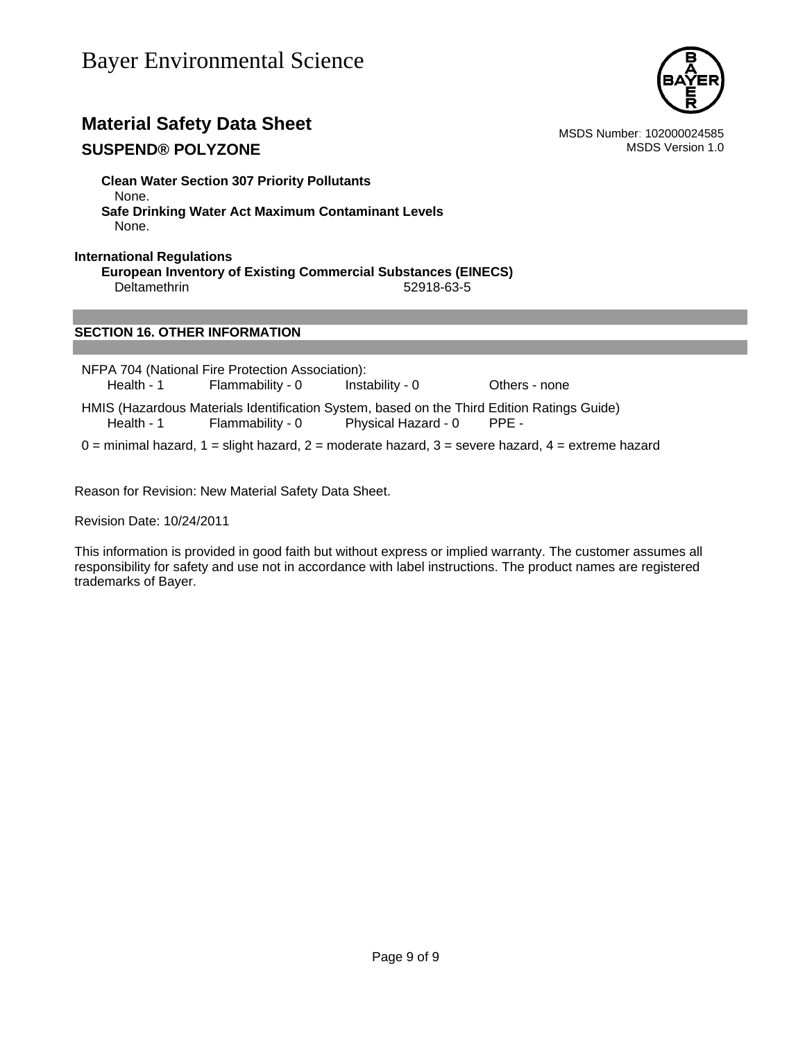**Clean Water Section 307 Priority Pollutants**
None.

**Safe Drinking Water Act Maximum Contaminant Levels**
None.

**International Regulations**

**European Inventory of Existing Commercial Substances (EINECS)**

| | |
|---|---|
| Deltamethrin | 52918-63-5 |

## SECTION 16. OTHER INFORMATION

NFPA 704 (National Fire Protection Association):

| | | | |
|---|---|---|---|
| Health - 1 | Flammability - 0 | Instability - 0 | Others - none |

HMIS (Hazardous Materials Identification System, based on the Third Edition Ratings Guide)

| | | | |
|---|---|---|---|
| Health - 1 | Flammability - 0 | Physical Hazard - 0 | PPE - |

0 = minimal hazard, 1 = slight hazard, 2 = moderate hazard, 3 = severe hazard, 4 = extreme hazard

Reason for Revision: New Material Safety Data Sheet.

Revision Date: 10/24/2011

This information is provided in good faith but without express or implied warranty. The customer assumes all responsibility for safety and use not in accordance with label instructions. The product names are registered trademarks of Bayer.